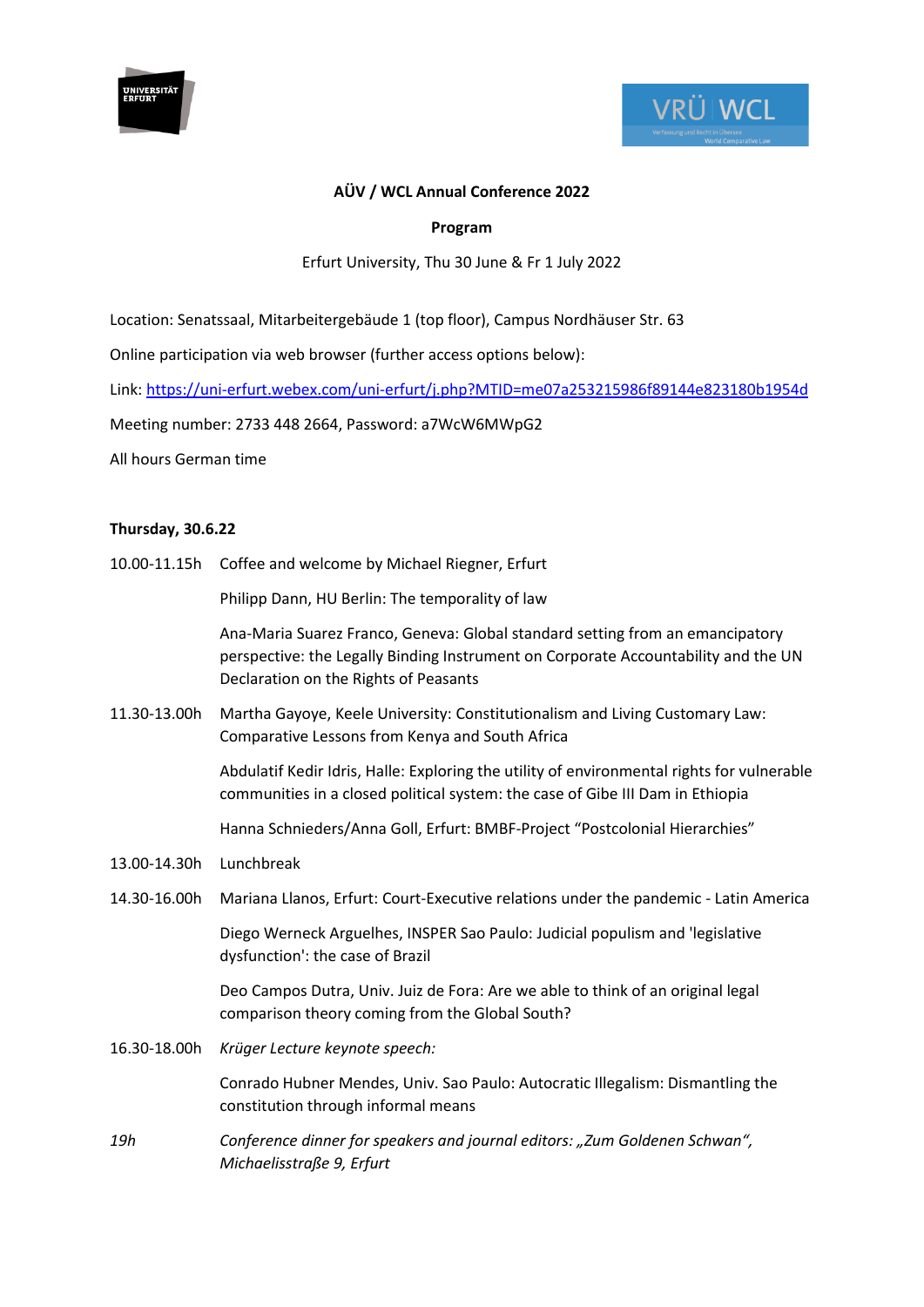**AÜV / WCL Annual Conference 2022**

**Program**

Erfurt University, Thu 30 June & Fr 1 July 2022

Location: Senatssaal, Mitarbeitergebäude 1 (top floor), Campus Nordhäuser Str. 63

Online participation via web browser (further access options below):

Link: https://uni-erfurt.webex.com/uni-erfurt/j.php?MTID=me07a253215986f89144e823180b1954d

Meeting number: 2733 448 2664, Password: a7WcW6MWpG2

All hours German time

**Thursday, 30.6.22**

10.00-11.15h Coffee and welcome by Michael Riegner, Erfurt

Philipp Dann, HU Berlin: The temporality of law

Ana-Maria Suarez Franco, Geneva: Global standard setting from an emancipatory perspective: the Legally Binding Instrument on Corporate Accountability and the UN Declaration on the Rights of Peasants

11.30-13.00h Martha Gayoye, Keele University: Constitutionalism and Living Customary Law: Comparative Lessons from Kenya and South Africa

Abdulatif Kedir Idris, Halle: Exploring the utility of environmental rights for vulnerable communities in a closed political system: the case of Gibe III Dam in Ethiopia

Hanna Schnieders/Anna Goll, Erfurt: BMBF-Project "Postcolonial Hierarchies"

13.00-14.30h Lunchbreak

14.30-16.00h Mariana Llanos, Erfurt: Court-Executive relations under the pandemic - Latin America

Diego Werneck Arguelhes, INSPER Sao Paulo: Judicial populism and 'legislative dysfunction': the case of Brazil

Deo Campos Dutra, Univ. Juiz de Fora: Are we able to think of an original legal comparison theory coming from the Global South?

16.30-18.00h *Krüger Lecture keynote speech:*

Conrado Hubner Mendes, Univ. Sao Paulo: Autocratic Illegalism: Dismantling the constitution through informal means

*19h* *Conference dinner for speakers and journal editors: „Zum Goldenen Schwan", Michaelisstraße 9, Erfurt*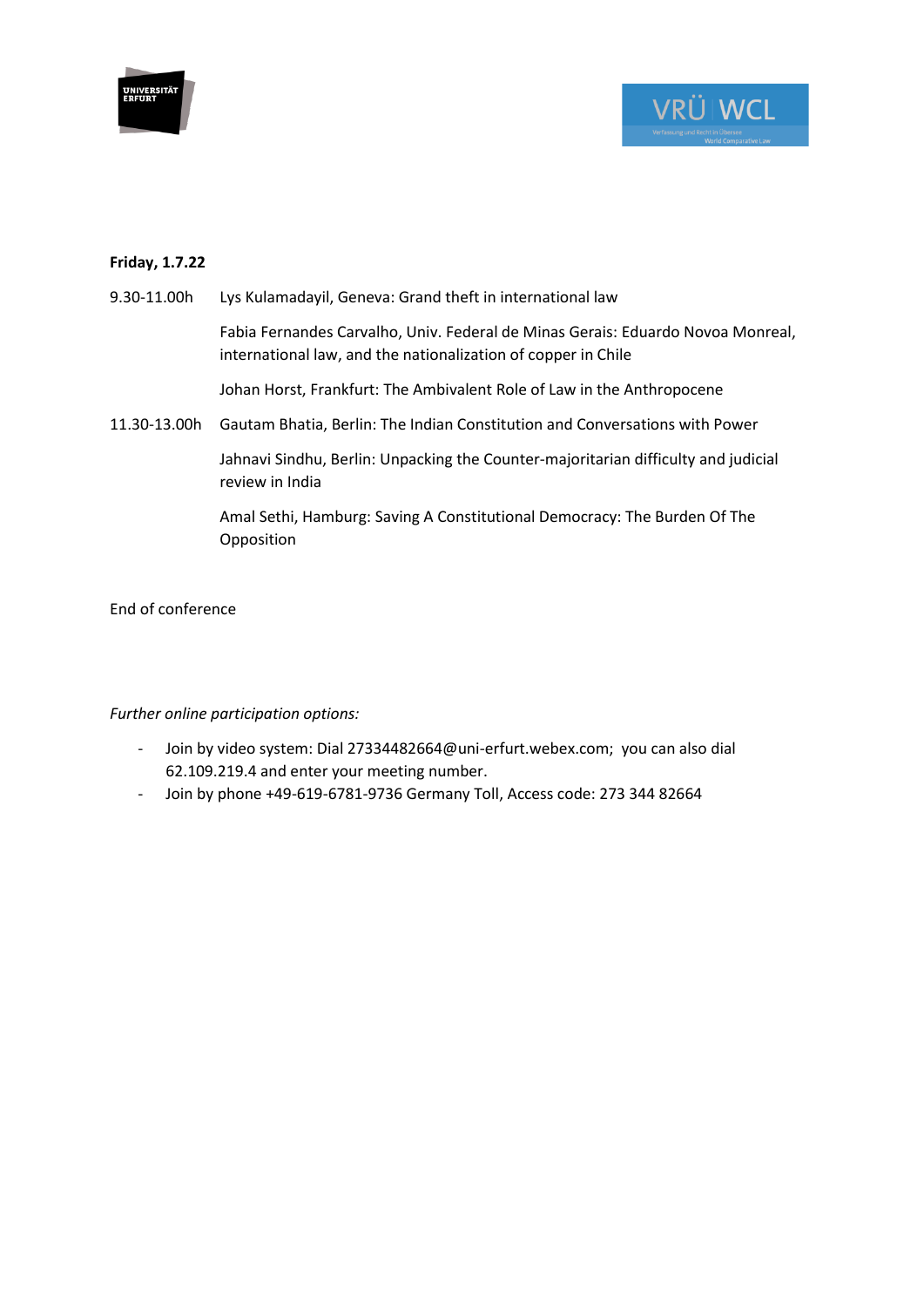**Friday, 1.7.22**

9.30-11.00h Lys Kulamadayil, Geneva: Grand theft in international law

Fabia Fernandes Carvalho, Univ. Federal de Minas Gerais: Eduardo Novoa Monreal, international law, and the nationalization of copper in Chile

Johan Horst, Frankfurt: The Ambivalent Role of Law in the Anthropocene

11.30-13.00h Gautam Bhatia, Berlin: The Indian Constitution and Conversations with Power

Jahnavi Sindhu, Berlin: Unpacking the Counter-majoritarian difficulty and judicial review in India

Amal Sethi, Hamburg: Saving A Constitutional Democracy: The Burden Of The Opposition

End of conference

*Further online participation options:*

- Join by video system: Dial 27334482664@uni-erfurt.webex.com; you can also dial 62.109.219.4 and enter your meeting number.
- Join by phone +49-619-6781-9736 Germany Toll, Access code: 273 344 82664